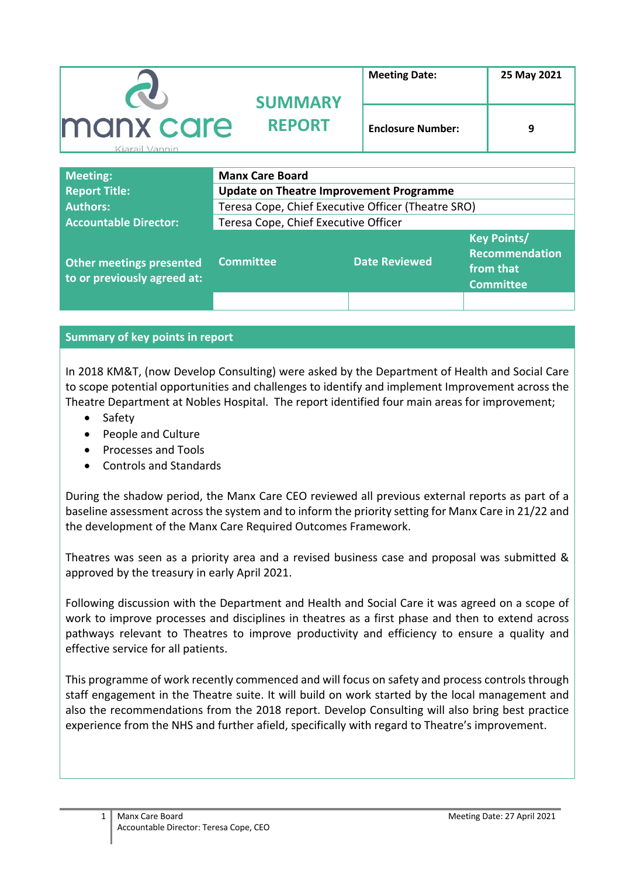| manx care<br>Kiarail Vannin | SUMMARY REPORT | Meeting Date: | 25 May 2021 |
|---|---|---|---|
| | | Enclosure Number: | 9 |

| | | | |
|---|---|---|---|
| **Meeting:** | **Manx Care Board** | | |
| **Report Title:** | **Update on Theatre Improvement Programme** | | |
| **Authors:** | Teresa Cope, Chief Executive Officer (Theatre SRO) | | |
| **Accountable Director:** | Teresa Cope, Chief Executive Officer | | |
| **Other meetings presented to or previously agreed at:** | **Committee** | **Date Reviewed** | **Key Points/ Recommendation from that Committee** |
| | | | |

## Summary of key points in report

In 2018 KM&T, (now Develop Consulting) were asked by the Department of Health and Social Care to scope potential opportunities and challenges to identify and implement Improvement across the Theatre Department at Nobles Hospital. The report identified four main areas for improvement;

- Safety
- People and Culture
- Processes and Tools
- Controls and Standards

During the shadow period, the Manx Care CEO reviewed all previous external reports as part of a baseline assessment across the system and to inform the priority setting for Manx Care in 21/22 and the development of the Manx Care Required Outcomes Framework.

Theatres was seen as a priority area and a revised business case and proposal was submitted & approved by the treasury in early April 2021.

Following discussion with the Department and Health and Social Care it was agreed on a scope of work to improve processes and disciplines in theatres as a first phase and then to extend across pathways relevant to Theatres to improve productivity and efficiency to ensure a quality and effective service for all patients.

This programme of work recently commenced and will focus on safety and process controls through staff engagement in the Theatre suite. It will build on work started by the local management and also the recommendations from the 2018 report. Develop Consulting will also bring best practice experience from the NHS and further afield, specifically with regard to Theatre's improvement.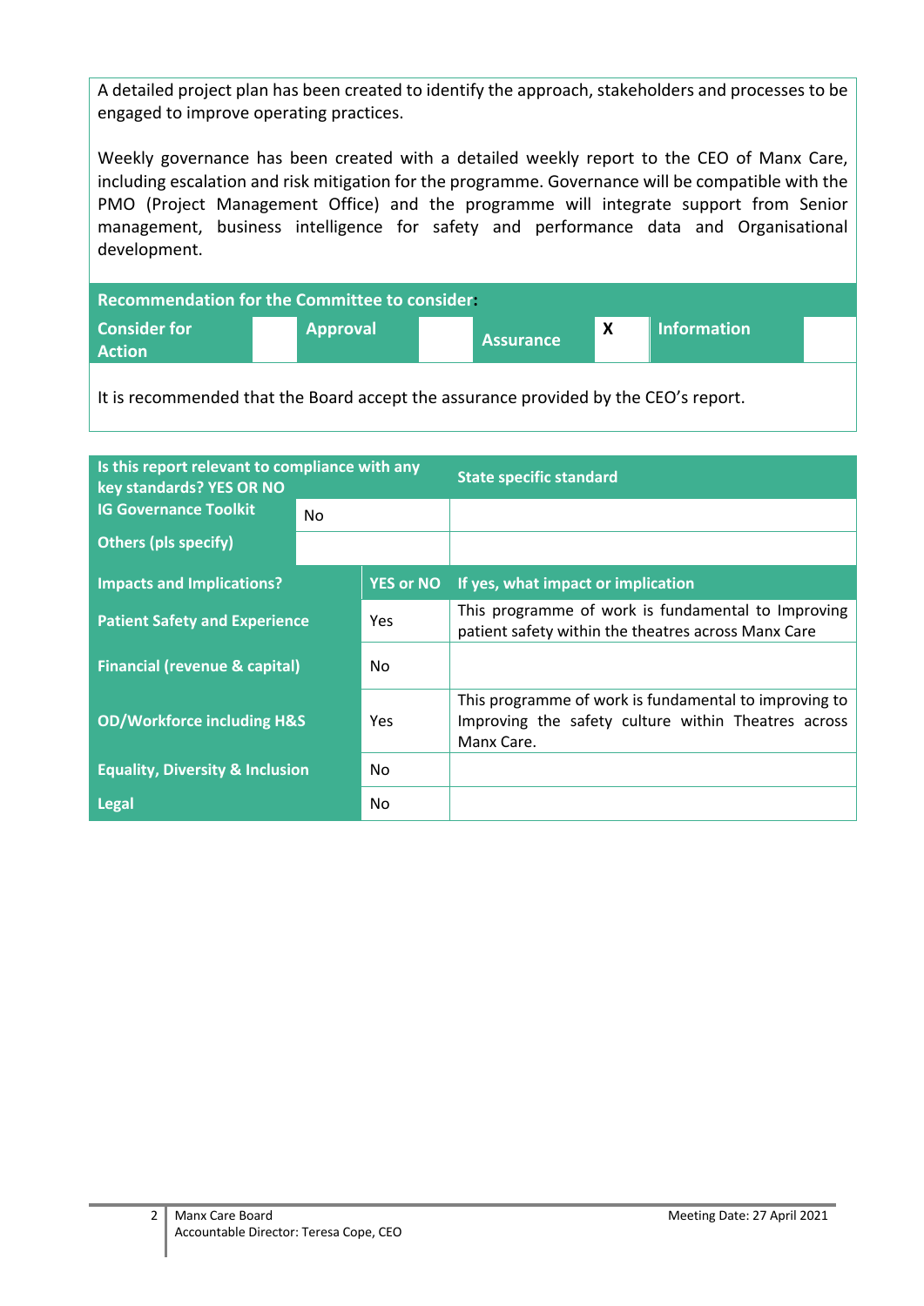A detailed project plan has been created to identify the approach, stakeholders and processes to be engaged to improve operating practices.

Weekly governance has been created with a detailed weekly report to the CEO of Manx Care, including escalation and risk mitigation for the programme. Governance will be compatible with the PMO (Project Management Office) and the programme will integrate support from Senior management, business intelligence for safety and performance data and Organisational development.

| Recommendation for the Committee to consider: | | | | | | | |
|---|---|---|---|---|---|---|---|
| Consider for Action | | Approval | | Assurance | X | Information | |

It is recommended that the Board accept the assurance provided by the CEO's report.

| Is this report relevant to compliance with any key standards? YES OR NO | | State specific standard |
|---|---|---|
| IG Governance Toolkit | No | |
| Others (pls specify) | | |

| Impacts and Implications? | YES or NO | If yes, what impact or implication |
|---|---|---|
| Patient Safety and Experience | Yes | This programme of work is fundamental to Improving patient safety within the theatres across Manx Care |
| Financial (revenue & capital) | No | |
| OD/Workforce including H&S | Yes | This programme of work is fundamental to improving to Improving the safety culture within Theatres across Manx Care. |
| Equality, Diversity & Inclusion | No | |
| Legal | No | |